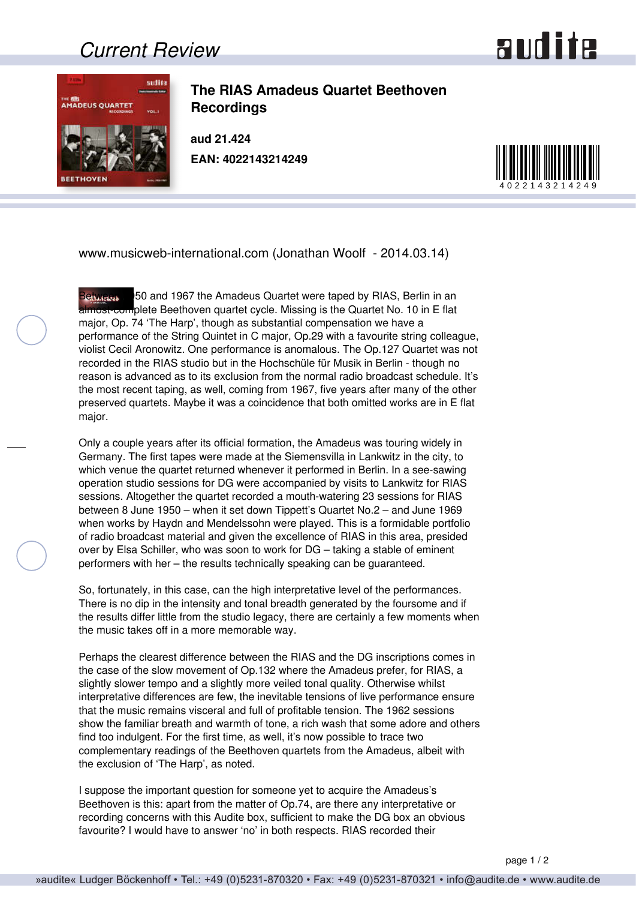## Current Review

# The RIAS Amadeus Quartet Beethoven Recordings

**aud 21.424**
**EAN: 4022143214249**

www.musicweb-international.com (Jonathan Woolf - 2014.03.14)

Between 1950 and 1967 the Amadeus Quartet were taped by RIAS, Berlin in an almost complete Beethoven quartet cycle. Missing is the Quartet No. 10 in E flat major, Op. 74 'The Harp', though as substantial compensation we have a performance of the String Quintet in C major, Op.29 with a favourite string colleague, violist Cecil Aronowitz. One performance is anomalous. The Op.127 Quartet was not recorded in the RIAS studio but in the Hochschüle für Musik in Berlin - though no reason is advanced as to its exclusion from the normal radio broadcast schedule. It's the most recent taping, as well, coming from 1967, five years after many of the other preserved quartets. Maybe it was a coincidence that both omitted works are in E flat major.

Only a couple years after its official formation, the Amadeus was touring widely in Germany. The first tapes were made at the Siemensvilla in Lankwitz in the city, to which venue the quartet returned whenever it performed in Berlin. In a see-sawing operation studio sessions for DG were accompanied by visits to Lankwitz for RIAS sessions. Altogether the quartet recorded a mouth-watering 23 sessions for RIAS between 8 June 1950 – when it set down Tippett's Quartet No.2 – and June 1969 when works by Haydn and Mendelssohn were played. This is a formidable portfolio of radio broadcast material and given the excellence of RIAS in this area, presided over by Elsa Schiller, who was soon to work for DG – taking a stable of eminent performers with her – the results technically speaking can be guaranteed.

So, fortunately, in this case, can the high interpretative level of the performances. There is no dip in the intensity and tonal breadth generated by the foursome and if the results differ little from the studio legacy, there are certainly a few moments when the music takes off in a more memorable way.

Perhaps the clearest difference between the RIAS and the DG inscriptions comes in the case of the slow movement of Op.132 where the Amadeus prefer, for RIAS, a slightly slower tempo and a slightly more veiled tonal quality. Otherwise whilst interpretative differences are few, the inevitable tensions of live performance ensure that the music remains visceral and full of profitable tension. The 1962 sessions show the familiar breath and warmth of tone, a rich wash that some adore and others find too indulgent. For the first time, as well, it's now possible to trace two complementary readings of the Beethoven quartets from the Amadeus, albeit with the exclusion of 'The Harp', as noted.

I suppose the important question for someone yet to acquire the Amadeus's Beethoven is this: apart from the matter of Op.74, are there any interpretative or recording concerns with this Audite box, sufficient to make the DG box an obvious favourite? I would have to answer 'no' in both respects. RIAS recorded their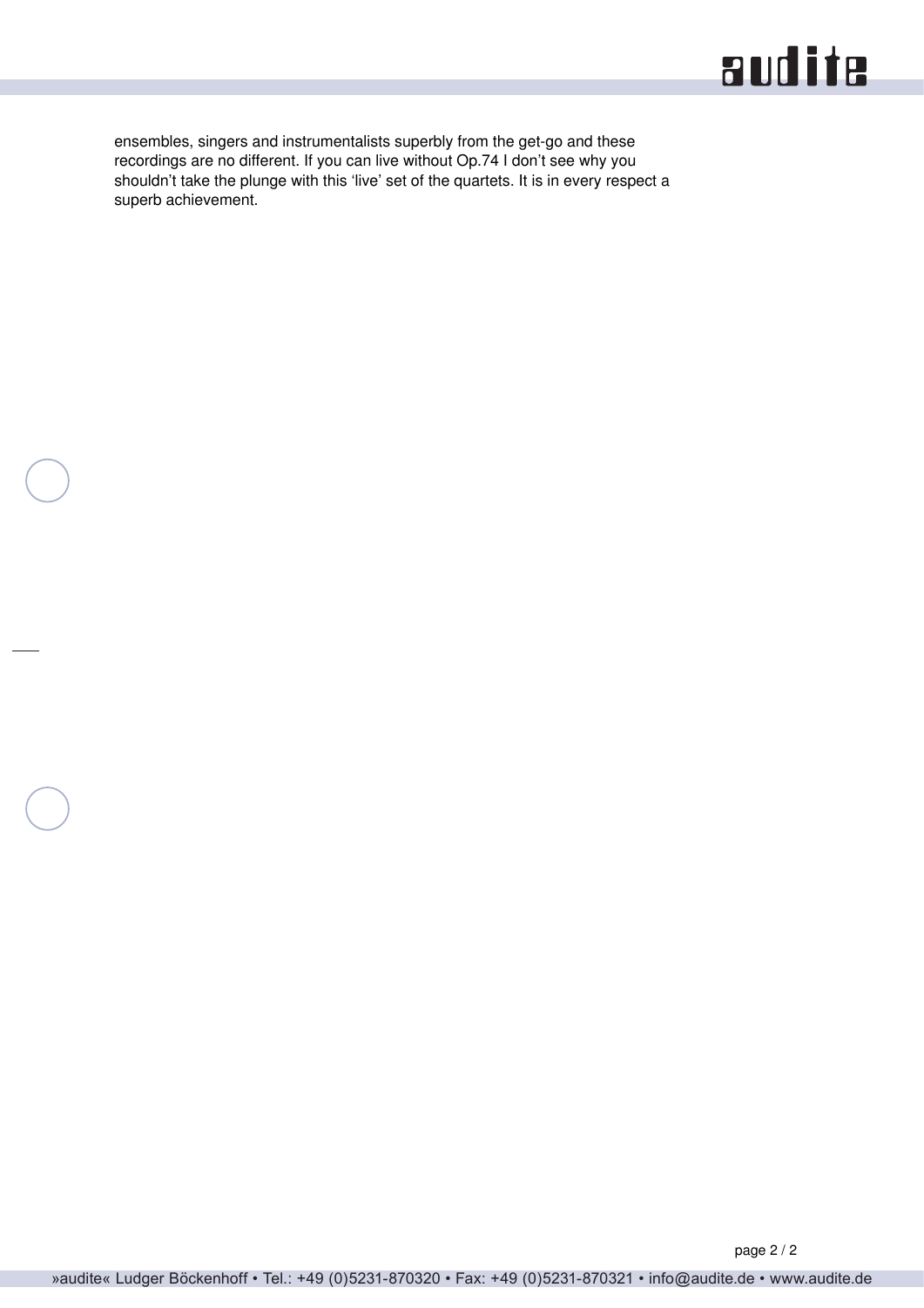ensembles, singers and instrumentalists superbly from the get-go and these recordings are no different. If you can live without Op.74 I don't see why you shouldn't take the plunge with this 'live' set of the quartets. It is in every respect a superb achievement.